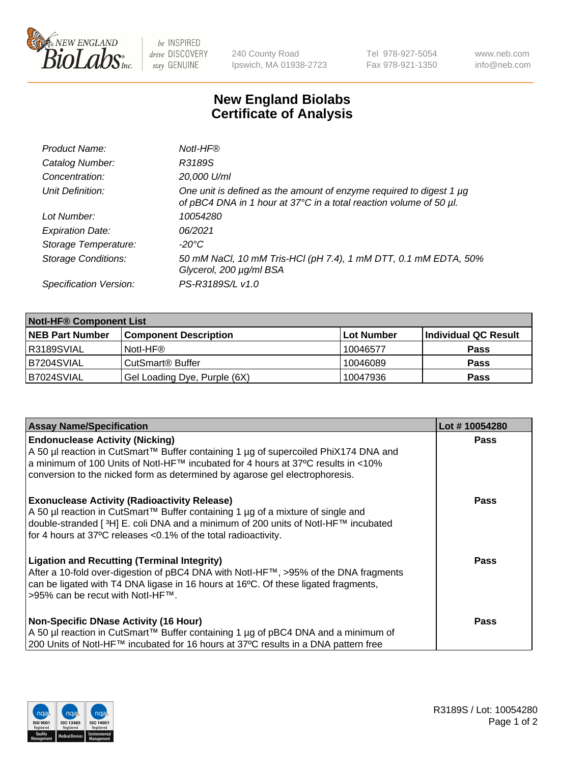# New England Biolabs
# Certificate of Analysis

| | |
|---|---|
| *Product Name:* | *NotI-HF®* |
| *Catalog Number:* | *R3189S* |
| *Concentration:* | *20,000 U/ml* |
| *Unit Definition:* | *One unit is defined as the amount of enzyme required to digest 1 µg of pBC4 DNA in 1 hour at 37°C in a total reaction volume of 50 µl.* |
| *Lot Number:* | *10054280* |
| *Expiration Date:* | *06/2021* |
| *Storage Temperature:* | *-20°C* |
| *Storage Conditions:* | *50 mM NaCl, 10 mM Tris-HCl (pH 7.4), 1 mM DTT, 0.1 mM EDTA, 50% Glycerol, 200 µg/ml BSA* |
| *Specification Version:* | *PS-R3189S/L v1.0* |

| **NotI-HF® Component List** | | | |
|---|---|---|---|
| **NEB Part Number** | **Component Description** | **Lot Number** | **Individual QC Result** |
| R3189SVIAL | NotI-HF® | 10046577 | **Pass** |
| B7204SVIAL | CutSmart® Buffer | 10046089 | **Pass** |
| B7024SVIAL | Gel Loading Dye, Purple (6X) | 10047936 | **Pass** |

| **Assay Name/Specification** | **Lot # 10054280** |
|---|---|
| **Endonuclease Activity (Nicking)**<br>A 50 µl reaction in CutSmart™ Buffer containing 1 µg of supercoiled PhiX174 DNA and a minimum of 100 Units of NotI-HF™ incubated for 4 hours at 37ºC results in <10% conversion to the nicked form as determined by agarose gel electrophoresis. | **Pass** |
| **Exonuclease Activity (Radioactivity Release)**<br>A 50 µl reaction in CutSmart™ Buffer containing 1 µg of a mixture of single and double-stranded [ $^{3}$H] E. coli DNA and a minimum of 200 units of NotI-HF™ incubated for 4 hours at 37ºC releases <0.1% of the total radioactivity. | **Pass** |
| **Ligation and Recutting (Terminal Integrity)**<br>After a 10-fold over-digestion of pBC4 DNA with NotI-HF™, >95% of the DNA fragments can be ligated with T4 DNA ligase in 16 hours at 16ºC. Of these ligated fragments, >95% can be recut with NotI-HF™. | **Pass** |
| **Non-Specific DNase Activity (16 Hour)**<br>A 50 µl reaction in CutSmart™ Buffer containing 1 µg of pBC4 DNA and a minimum of 200 Units of NotI-HF™ incubated for 16 hours at 37ºC results in a DNA pattern free | **Pass** |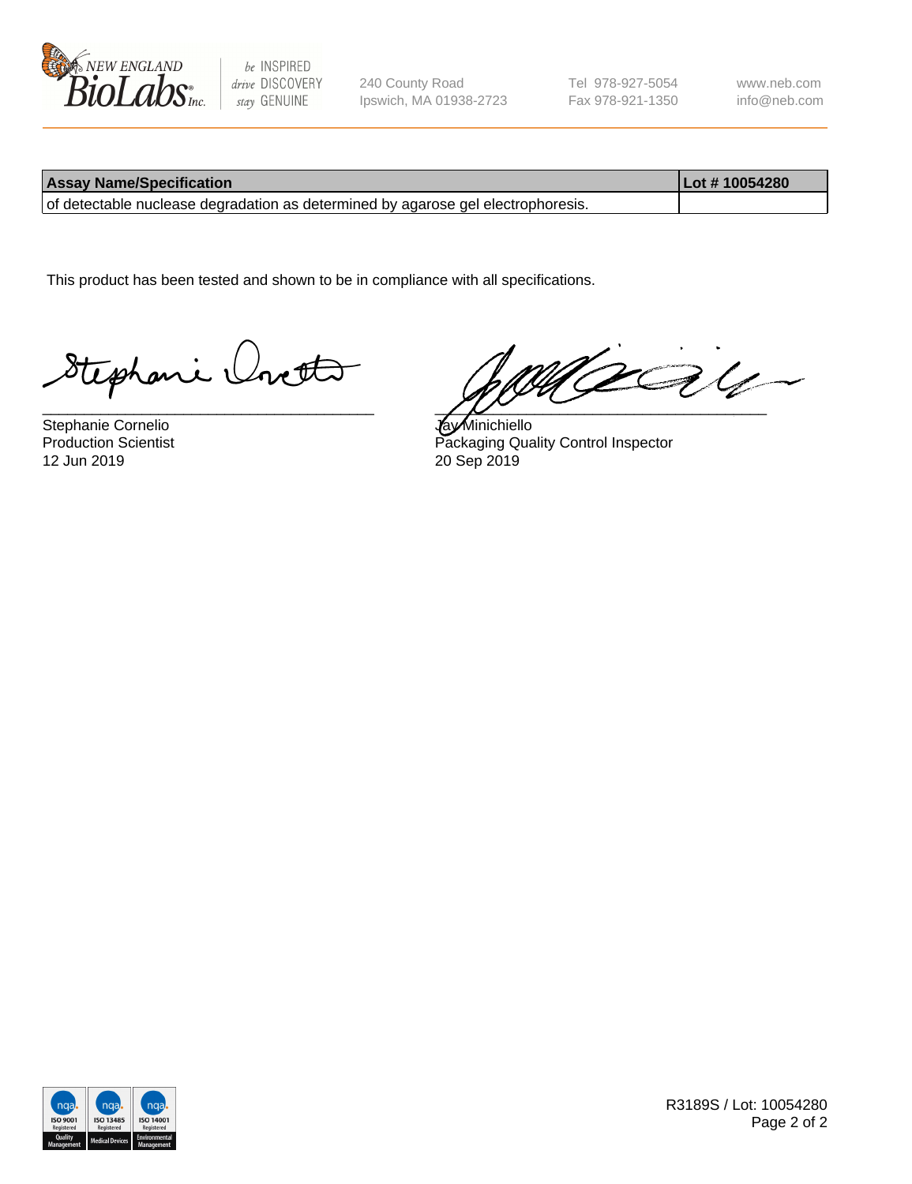| Assay Name/Specification | Lot # 10054280 |
|---|---|
| of detectable nuclease degradation as determined by agarose gel electrophoresis. | |

This product has been tested and shown to be in compliance with all specifications.

Stephanie Cornelio
Production Scientist
12 Jun 2019

Jay Minichiello
Packaging Quality Control Inspector
20 Sep 2019

R3189S / Lot: 10054280